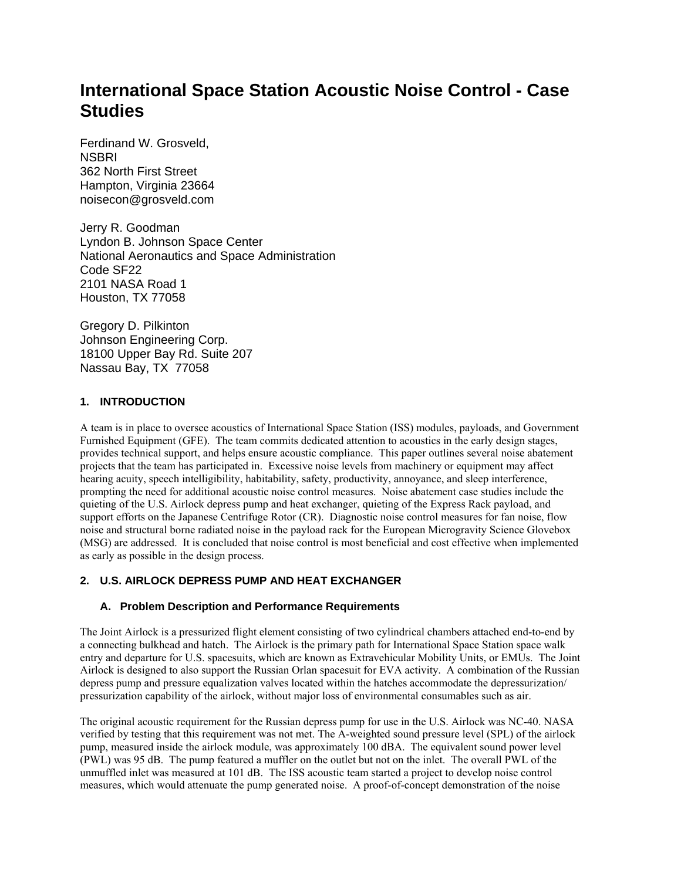# International Space Station Acoustic Noise Control - Case Studies

Ferdinand W. Grosveld,
NSBRI
362 North First Street
Hampton, Virginia 23664
noisecon@grosveld.com

Jerry R. Goodman
Lyndon B. Johnson Space Center
National Aeronautics and Space Administration
Code SF22
2101 NASA Road 1
Houston, TX 77058

Gregory D. Pilkinton
Johnson Engineering Corp.
18100 Upper Bay Rd. Suite 207
Nassau Bay, TX 77058

## 1. INTRODUCTION

A team is in place to oversee acoustics of International Space Station (ISS) modules, payloads, and Government Furnished Equipment (GFE). The team commits dedicated attention to acoustics in the early design stages, provides technical support, and helps ensure acoustic compliance. This paper outlines several noise abatement projects that the team has participated in. Excessive noise levels from machinery or equipment may affect hearing acuity, speech intelligibility, habitability, safety, productivity, annoyance, and sleep interference, prompting the need for additional acoustic noise control measures. Noise abatement case studies include the quieting of the U.S. Airlock depress pump and heat exchanger, quieting of the Express Rack payload, and support efforts on the Japanese Centrifuge Rotor (CR). Diagnostic noise control measures for fan noise, flow noise and structural borne radiated noise in the payload rack for the European Microgravity Science Glovebox (MSG) are addressed. It is concluded that noise control is most beneficial and cost effective when implemented as early as possible in the design process.

## 2. U.S. AIRLOCK DEPRESS PUMP AND HEAT EXCHANGER

### A. Problem Description and Performance Requirements

The Joint Airlock is a pressurized flight element consisting of two cylindrical chambers attached end-to-end by a connecting bulkhead and hatch. The Airlock is the primary path for International Space Station space walk entry and departure for U.S. spacesuits, which are known as Extravehicular Mobility Units, or EMUs. The Joint Airlock is designed to also support the Russian Orlan spacesuit for EVA activity. A combination of the Russian depress pump and pressure equalization valves located within the hatches accommodate the depressurization/ pressurization capability of the airlock, without major loss of environmental consumables such as air.

The original acoustic requirement for the Russian depress pump for use in the U.S. Airlock was NC-40. NASA verified by testing that this requirement was not met. The A-weighted sound pressure level (SPL) of the airlock pump, measured inside the airlock module, was approximately 100 dBA. The equivalent sound power level (PWL) was 95 dB. The pump featured a muffler on the outlet but not on the inlet. The overall PWL of the unmuffled inlet was measured at 101 dB. The ISS acoustic team started a project to develop noise control measures, which would attenuate the pump generated noise. A proof-of-concept demonstration of the noise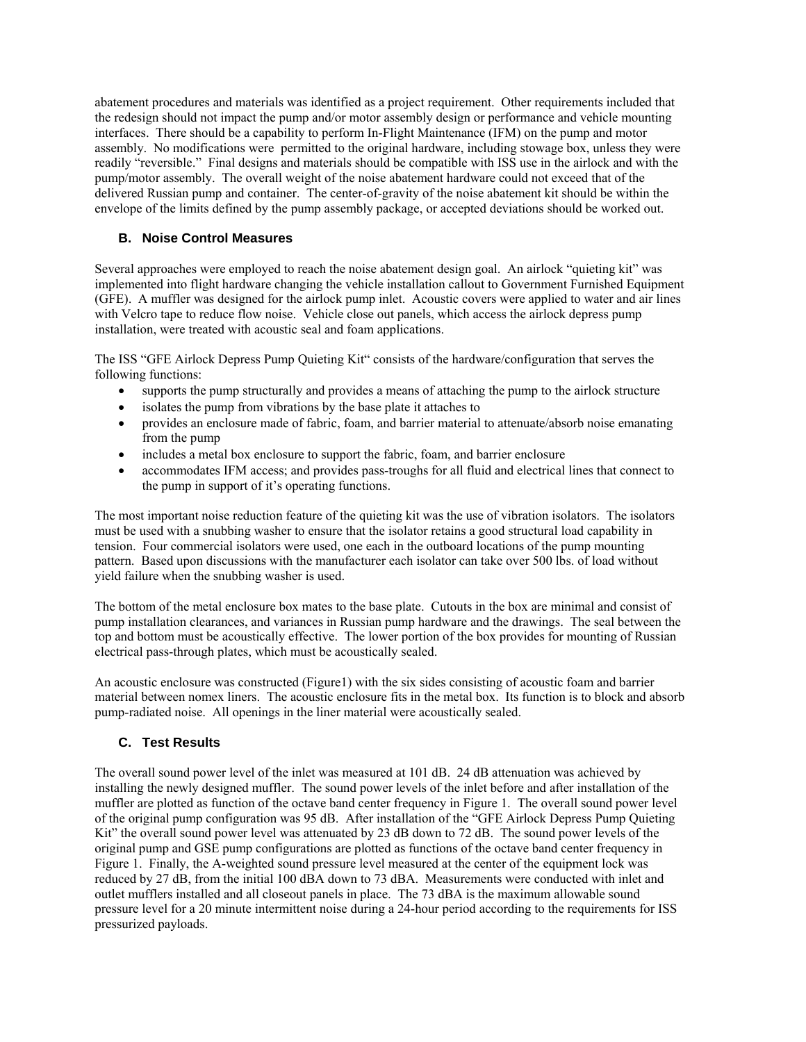abatement procedures and materials was identified as a project requirement. Other requirements included that the redesign should not impact the pump and/or motor assembly design or performance and vehicle mounting interfaces. There should be a capability to perform In-Flight Maintenance (IFM) on the pump and motor assembly. No modifications were permitted to the original hardware, including stowage box, unless they were readily "reversible." Final designs and materials should be compatible with ISS use in the airlock and with the pump/motor assembly. The overall weight of the noise abatement hardware could not exceed that of the delivered Russian pump and container. The center-of-gravity of the noise abatement kit should be within the envelope of the limits defined by the pump assembly package, or accepted deviations should be worked out.

### B. Noise Control Measures

Several approaches were employed to reach the noise abatement design goal. An airlock "quieting kit" was implemented into flight hardware changing the vehicle installation callout to Government Furnished Equipment (GFE). A muffler was designed for the airlock pump inlet. Acoustic covers were applied to water and air lines with Velcro tape to reduce flow noise. Vehicle close out panels, which access the airlock depress pump installation, were treated with acoustic seal and foam applications.

The ISS "GFE Airlock Depress Pump Quieting Kit" consists of the hardware/configuration that serves the following functions:

- supports the pump structurally and provides a means of attaching the pump to the airlock structure
- isolates the pump from vibrations by the base plate it attaches to
- provides an enclosure made of fabric, foam, and barrier material to attenuate/absorb noise emanating from the pump
- includes a metal box enclosure to support the fabric, foam, and barrier enclosure
- accommodates IFM access; and provides pass-troughs for all fluid and electrical lines that connect to the pump in support of it's operating functions.

The most important noise reduction feature of the quieting kit was the use of vibration isolators. The isolators must be used with a snubbing washer to ensure that the isolator retains a good structural load capability in tension. Four commercial isolators were used, one each in the outboard locations of the pump mounting pattern. Based upon discussions with the manufacturer each isolator can take over 500 lbs. of load without yield failure when the snubbing washer is used.

The bottom of the metal enclosure box mates to the base plate. Cutouts in the box are minimal and consist of pump installation clearances, and variances in Russian pump hardware and the drawings. The seal between the top and bottom must be acoustically effective. The lower portion of the box provides for mounting of Russian electrical pass-through plates, which must be acoustically sealed.

An acoustic enclosure was constructed (Figure1) with the six sides consisting of acoustic foam and barrier material between nomex liners. The acoustic enclosure fits in the metal box. Its function is to block and absorb pump-radiated noise. All openings in the liner material were acoustically sealed.

### C. Test Results

The overall sound power level of the inlet was measured at 101 dB. 24 dB attenuation was achieved by installing the newly designed muffler. The sound power levels of the inlet before and after installation of the muffler are plotted as function of the octave band center frequency in Figure 1. The overall sound power level of the original pump configuration was 95 dB. After installation of the "GFE Airlock Depress Pump Quieting Kit" the overall sound power level was attenuated by 23 dB down to 72 dB. The sound power levels of the original pump and GSE pump configurations are plotted as functions of the octave band center frequency in Figure 1. Finally, the A-weighted sound pressure level measured at the center of the equipment lock was reduced by 27 dB, from the initial 100 dBA down to 73 dBA. Measurements were conducted with inlet and outlet mufflers installed and all closeout panels in place. The 73 dBA is the maximum allowable sound pressure level for a 20 minute intermittent noise during a 24-hour period according to the requirements for ISS pressurized payloads.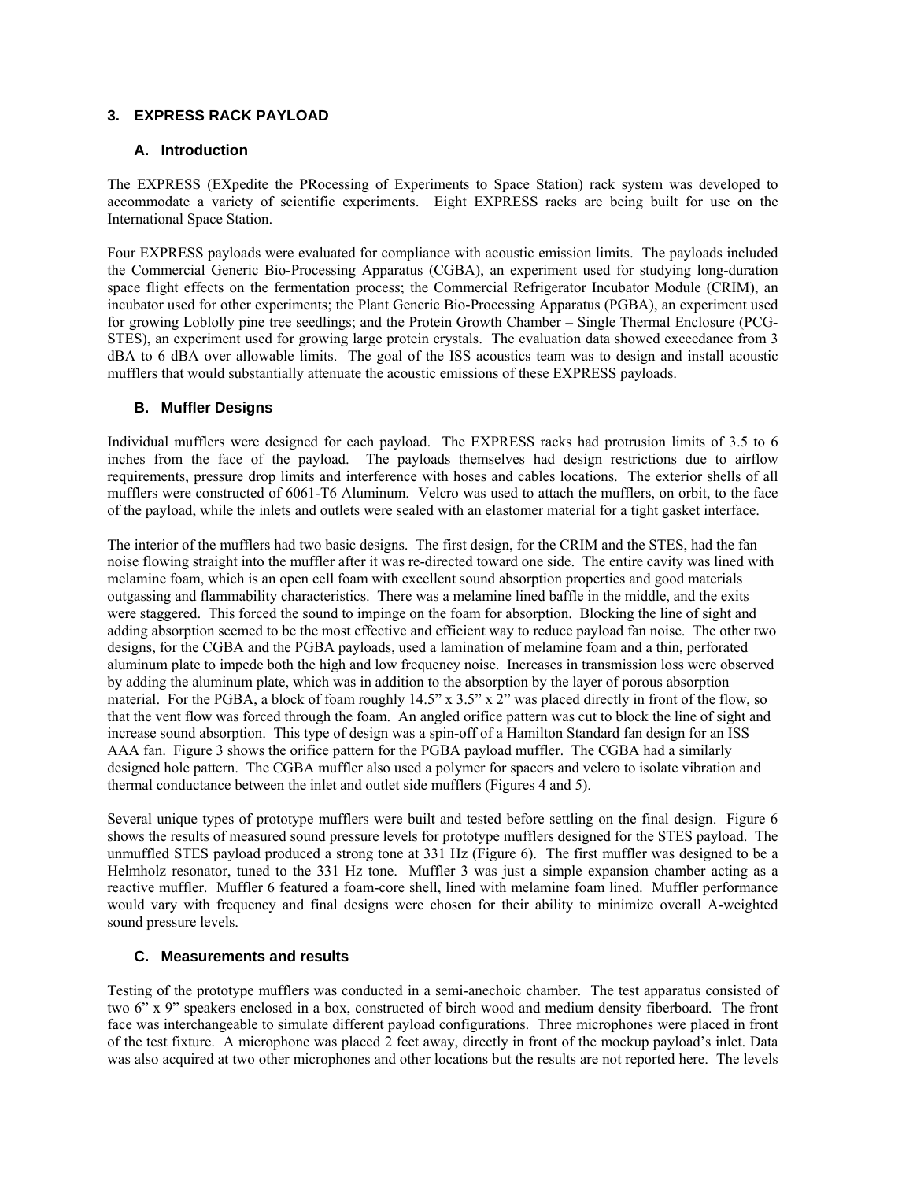## 3. EXPRESS RACK PAYLOAD

### A. Introduction

The EXPRESS (EXpedite the PRocessing of Experiments to Space Station) rack system was developed to accommodate a variety of scientific experiments. Eight EXPRESS racks are being built for use on the International Space Station.

Four EXPRESS payloads were evaluated for compliance with acoustic emission limits. The payloads included the Commercial Generic Bio-Processing Apparatus (CGBA), an experiment used for studying long-duration space flight effects on the fermentation process; the Commercial Refrigerator Incubator Module (CRIM), an incubator used for other experiments; the Plant Generic Bio-Processing Apparatus (PGBA), an experiment used for growing Loblolly pine tree seedlings; and the Protein Growth Chamber – Single Thermal Enclosure (PCG-STES), an experiment used for growing large protein crystals. The evaluation data showed exceedance from 3 dBA to 6 dBA over allowable limits. The goal of the ISS acoustics team was to design and install acoustic mufflers that would substantially attenuate the acoustic emissions of these EXPRESS payloads.

### B. Muffler Designs

Individual mufflers were designed for each payload. The EXPRESS racks had protrusion limits of 3.5 to 6 inches from the face of the payload. The payloads themselves had design restrictions due to airflow requirements, pressure drop limits and interference with hoses and cables locations. The exterior shells of all mufflers were constructed of 6061-T6 Aluminum. Velcro was used to attach the mufflers, on orbit, to the face of the payload, while the inlets and outlets were sealed with an elastomer material for a tight gasket interface.

The interior of the mufflers had two basic designs. The first design, for the CRIM and the STES, had the fan noise flowing straight into the muffler after it was re-directed toward one side. The entire cavity was lined with melamine foam, which is an open cell foam with excellent sound absorption properties and good materials outgassing and flammability characteristics. There was a melamine lined baffle in the middle, and the exits were staggered. This forced the sound to impinge on the foam for absorption. Blocking the line of sight and adding absorption seemed to be the most effective and efficient way to reduce payload fan noise. The other two designs, for the CGBA and the PGBA payloads, used a lamination of melamine foam and a thin, perforated aluminum plate to impede both the high and low frequency noise. Increases in transmission loss were observed by adding the aluminum plate, which was in addition to the absorption by the layer of porous absorption material. For the PGBA, a block of foam roughly 14.5" x 3.5" x 2" was placed directly in front of the flow, so that the vent flow was forced through the foam. An angled orifice pattern was cut to block the line of sight and increase sound absorption. This type of design was a spin-off of a Hamilton Standard fan design for an ISS AAA fan. Figure 3 shows the orifice pattern for the PGBA payload muffler. The CGBA had a similarly designed hole pattern. The CGBA muffler also used a polymer for spacers and velcro to isolate vibration and thermal conductance between the inlet and outlet side mufflers (Figures 4 and 5).

Several unique types of prototype mufflers were built and tested before settling on the final design. Figure 6 shows the results of measured sound pressure levels for prototype mufflers designed for the STES payload. The unmuffled STES payload produced a strong tone at 331 Hz (Figure 6). The first muffler was designed to be a Helmholz resonator, tuned to the 331 Hz tone. Muffler 3 was just a simple expansion chamber acting as a reactive muffler. Muffler 6 featured a foam-core shell, lined with melamine foam lined. Muffler performance would vary with frequency and final designs were chosen for their ability to minimize overall A-weighted sound pressure levels.

### C. Measurements and results

Testing of the prototype mufflers was conducted in a semi-anechoic chamber. The test apparatus consisted of two 6" x 9" speakers enclosed in a box, constructed of birch wood and medium density fiberboard. The front face was interchangeable to simulate different payload configurations. Three microphones were placed in front of the test fixture. A microphone was placed 2 feet away, directly in front of the mockup payload's inlet. Data was also acquired at two other microphones and other locations but the results are not reported here. The levels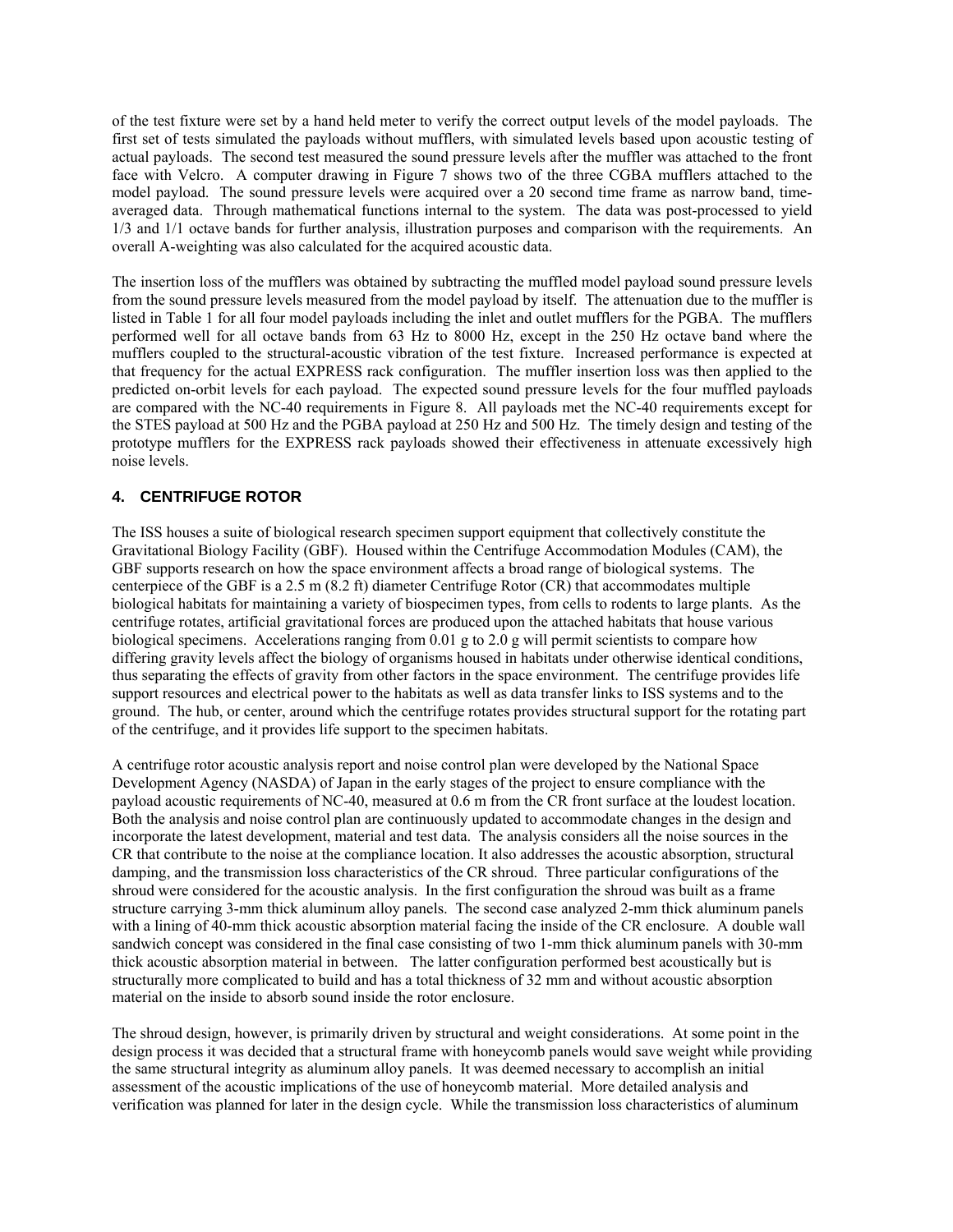of the test fixture were set by a hand held meter to verify the correct output levels of the model payloads. The first set of tests simulated the payloads without mufflers, with simulated levels based upon acoustic testing of actual payloads. The second test measured the sound pressure levels after the muffler was attached to the front face with Velcro. A computer drawing in Figure 7 shows two of the three CGBA mufflers attached to the model payload. The sound pressure levels were acquired over a 20 second time frame as narrow band, time-averaged data. Through mathematical functions internal to the system. The data was post-processed to yield 1/3 and 1/1 octave bands for further analysis, illustration purposes and comparison with the requirements. An overall A-weighting was also calculated for the acquired acoustic data.

The insertion loss of the mufflers was obtained by subtracting the muffled model payload sound pressure levels from the sound pressure levels measured from the model payload by itself. The attenuation due to the muffler is listed in Table 1 for all four model payloads including the inlet and outlet mufflers for the PGBA. The mufflers performed well for all octave bands from 63 Hz to 8000 Hz, except in the 250 Hz octave band where the mufflers coupled to the structural-acoustic vibration of the test fixture. Increased performance is expected at that frequency for the actual EXPRESS rack configuration. The muffler insertion loss was then applied to the predicted on-orbit levels for each payload. The expected sound pressure levels for the four muffled payloads are compared with the NC-40 requirements in Figure 8. All payloads met the NC-40 requirements except for the STES payload at 500 Hz and the PGBA payload at 250 Hz and 500 Hz. The timely design and testing of the prototype mufflers for the EXPRESS rack payloads showed their effectiveness in attenuate excessively high noise levels.

## 4. CENTRIFUGE ROTOR

The ISS houses a suite of biological research specimen support equipment that collectively constitute the Gravitational Biology Facility (GBF). Housed within the Centrifuge Accommodation Modules (CAM), the GBF supports research on how the space environment affects a broad range of biological systems. The centerpiece of the GBF is a 2.5 m (8.2 ft) diameter Centrifuge Rotor (CR) that accommodates multiple biological habitats for maintaining a variety of biospecimen types, from cells to rodents to large plants. As the centrifuge rotates, artificial gravitational forces are produced upon the attached habitats that house various biological specimens. Accelerations ranging from 0.01 g to 2.0 g will permit scientists to compare how differing gravity levels affect the biology of organisms housed in habitats under otherwise identical conditions, thus separating the effects of gravity from other factors in the space environment. The centrifuge provides life support resources and electrical power to the habitats as well as data transfer links to ISS systems and to the ground. The hub, or center, around which the centrifuge rotates provides structural support for the rotating part of the centrifuge, and it provides life support to the specimen habitats.

A centrifuge rotor acoustic analysis report and noise control plan were developed by the National Space Development Agency (NASDA) of Japan in the early stages of the project to ensure compliance with the payload acoustic requirements of NC-40, measured at 0.6 m from the CR front surface at the loudest location. Both the analysis and noise control plan are continuously updated to accommodate changes in the design and incorporate the latest development, material and test data. The analysis considers all the noise sources in the CR that contribute to the noise at the compliance location. It also addresses the acoustic absorption, structural damping, and the transmission loss characteristics of the CR shroud. Three particular configurations of the shroud were considered for the acoustic analysis. In the first configuration the shroud was built as a frame structure carrying 3-mm thick aluminum alloy panels. The second case analyzed 2-mm thick aluminum panels with a lining of 40-mm thick acoustic absorption material facing the inside of the CR enclosure. A double wall sandwich concept was considered in the final case consisting of two 1-mm thick aluminum panels with 30-mm thick acoustic absorption material in between. The latter configuration performed best acoustically but is structurally more complicated to build and has a total thickness of 32 mm and without acoustic absorption material on the inside to absorb sound inside the rotor enclosure.

The shroud design, however, is primarily driven by structural and weight considerations. At some point in the design process it was decided that a structural frame with honeycomb panels would save weight while providing the same structural integrity as aluminum alloy panels. It was deemed necessary to accomplish an initial assessment of the acoustic implications of the use of honeycomb material. More detailed analysis and verification was planned for later in the design cycle. While the transmission loss characteristics of aluminum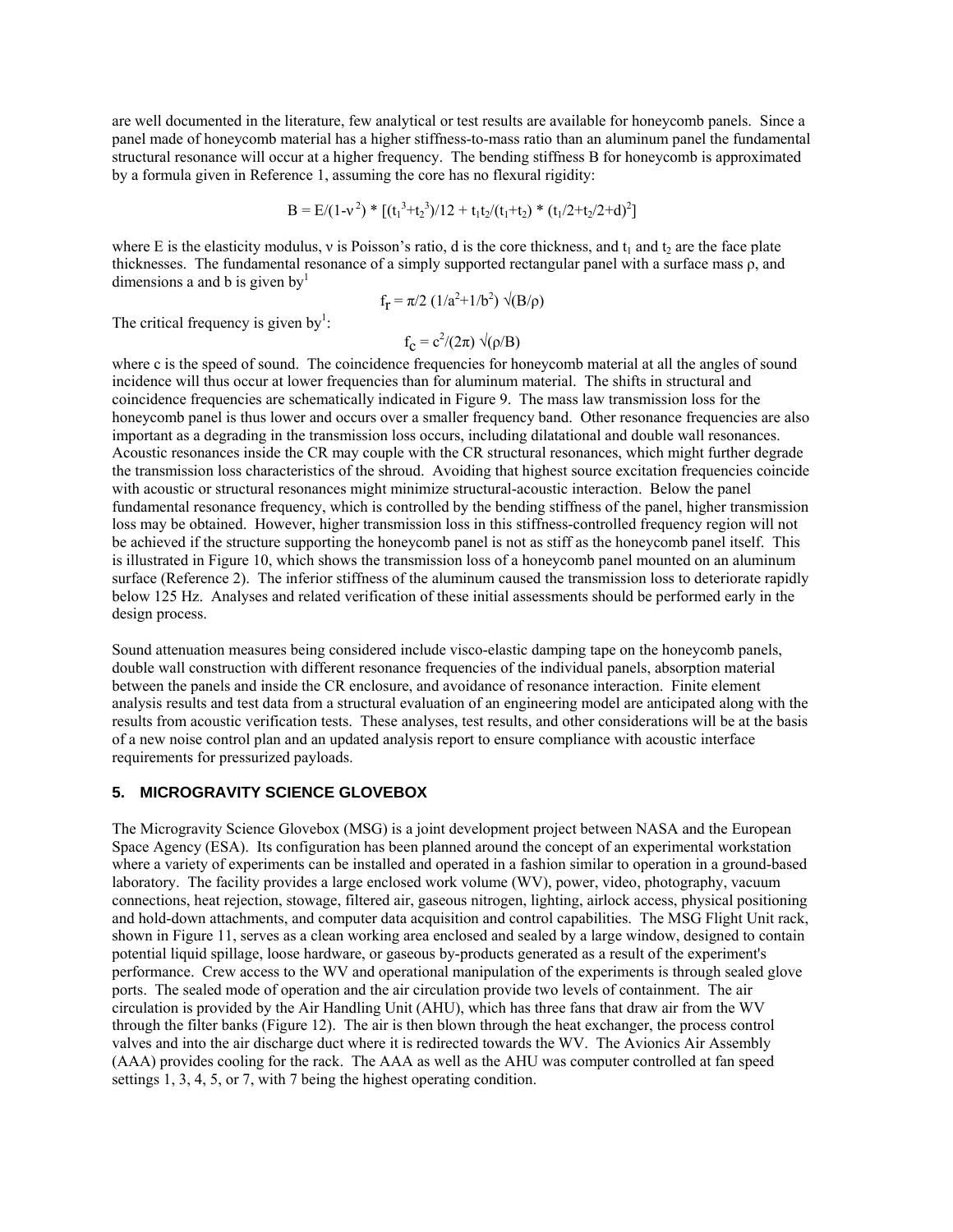are well documented in the literature, few analytical or test results are available for honeycomb panels. Since a panel made of honeycomb material has a higher stiffness-to-mass ratio than an aluminum panel the fundamental structural resonance will occur at a higher frequency. The bending stiffness B for honeycomb is approximated by a formula given in Reference 1, assuming the core has no flexural rigidity:

$$B = E/(1-\nu^2) * [(t_1^3+t_2^3)/12 + t_1 t_2/(t_1+t_2) * (t_1/2+t_2/2+d)^2]$$

where E is the elasticity modulus, $\nu$ is Poisson's ratio, d is the core thickness, and $t_1$ and $t_2$ are the face plate thicknesses. The fundamental resonance of a simply supported rectangular panel with a surface mass $\rho$, and dimensions a and b is given by[1]

$$f_r = \pi/2 \; (1/a^2+1/b^2) \; \sqrt{(B/\rho)}$$

The critical frequency is given by[1]:

$$f_c = c^2/(2\pi) \; \sqrt{(\rho/B)}$$

where c is the speed of sound. The coincidence frequencies for honeycomb material at all the angles of sound incidence will thus occur at lower frequencies than for aluminum material. The shifts in structural and coincidence frequencies are schematically indicated in Figure 9. The mass law transmission loss for the honeycomb panel is thus lower and occurs over a smaller frequency band. Other resonance frequencies are also important as a degrading in the transmission loss occurs, including dilatational and double wall resonances. Acoustic resonances inside the CR may couple with the CR structural resonances, which might further degrade the transmission loss characteristics of the shroud. Avoiding that highest source excitation frequencies coincide with acoustic or structural resonances might minimize structural-acoustic interaction. Below the panel fundamental resonance frequency, which is controlled by the bending stiffness of the panel, higher transmission loss may be obtained. However, higher transmission loss in this stiffness-controlled frequency region will not be achieved if the structure supporting the honeycomb panel is not as stiff as the honeycomb panel itself. This is illustrated in Figure 10, which shows the transmission loss of a honeycomb panel mounted on an aluminum surface (Reference 2). The inferior stiffness of the aluminum caused the transmission loss to deteriorate rapidly below 125 Hz. Analyses and related verification of these initial assessments should be performed early in the design process.

Sound attenuation measures being considered include visco-elastic damping tape on the honeycomb panels, double wall construction with different resonance frequencies of the individual panels, absorption material between the panels and inside the CR enclosure, and avoidance of resonance interaction. Finite element analysis results and test data from a structural evaluation of an engineering model are anticipated along with the results from acoustic verification tests. These analyses, test results, and other considerations will be at the basis of a new noise control plan and an updated analysis report to ensure compliance with acoustic interface requirements for pressurized payloads.

## 5. MICROGRAVITY SCIENCE GLOVEBOX

The Microgravity Science Glovebox (MSG) is a joint development project between NASA and the European Space Agency (ESA). Its configuration has been planned around the concept of an experimental workstation where a variety of experiments can be installed and operated in a fashion similar to operation in a ground-based laboratory. The facility provides a large enclosed work volume (WV), power, video, photography, vacuum connections, heat rejection, stowage, filtered air, gaseous nitrogen, lighting, airlock access, physical positioning and hold-down attachments, and computer data acquisition and control capabilities. The MSG Flight Unit rack, shown in Figure 11, serves as a clean working area enclosed and sealed by a large window, designed to contain potential liquid spillage, loose hardware, or gaseous by-products generated as a result of the experiment's performance. Crew access to the WV and operational manipulation of the experiments is through sealed glove ports. The sealed mode of operation and the air circulation provide two levels of containment. The air circulation is provided by the Air Handling Unit (AHU), which has three fans that draw air from the WV through the filter banks (Figure 12). The air is then blown through the heat exchanger, the process control valves and into the air discharge duct where it is redirected towards the WV. The Avionics Air Assembly (AAA) provides cooling for the rack. The AAA as well as the AHU was computer controlled at fan speed settings 1, 3, 4, 5, or 7, with 7 being the highest operating condition.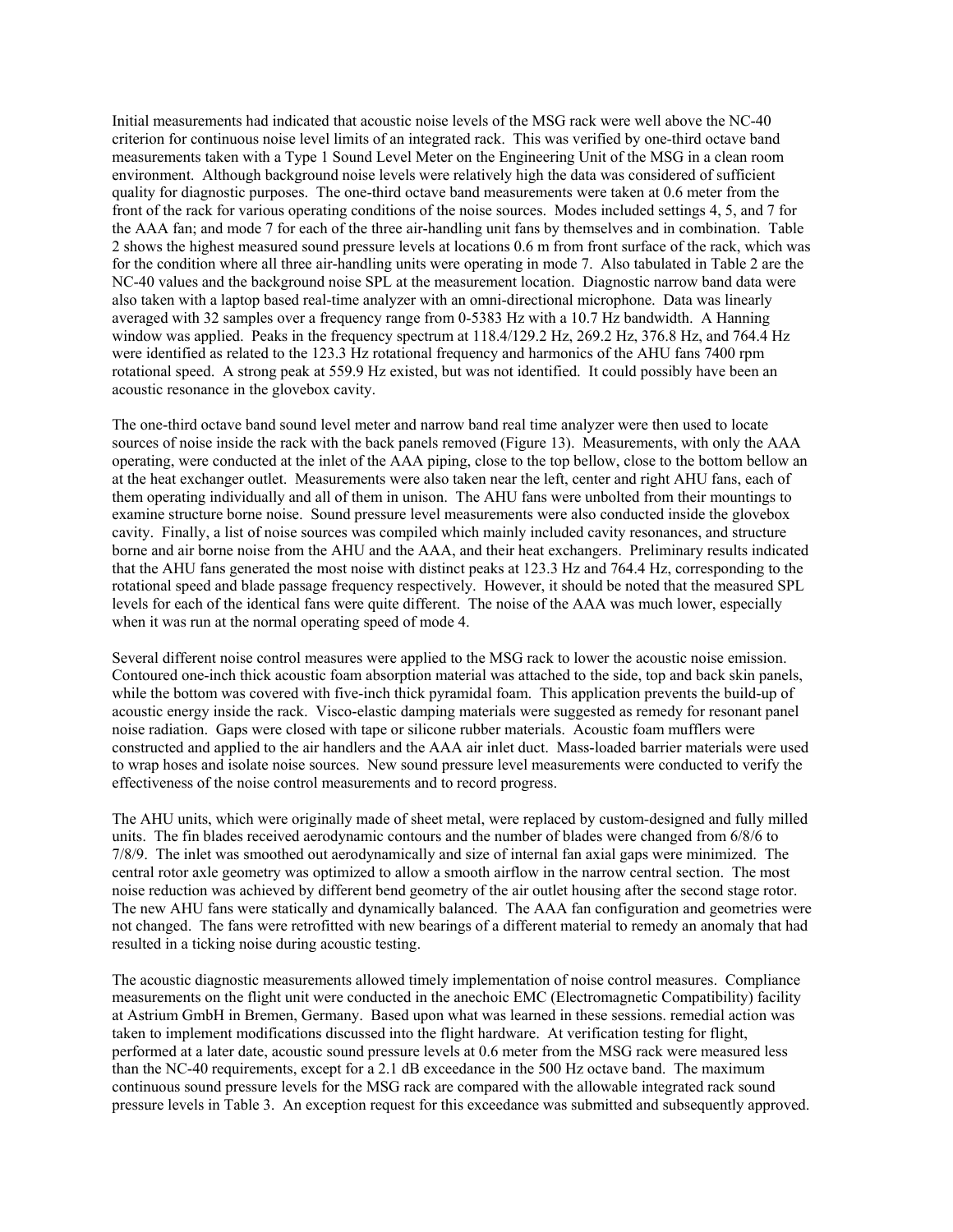Initial measurements had indicated that acoustic noise levels of the MSG rack were well above the NC-40 criterion for continuous noise level limits of an integrated rack. This was verified by one-third octave band measurements taken with a Type 1 Sound Level Meter on the Engineering Unit of the MSG in a clean room environment. Although background noise levels were relatively high the data was considered of sufficient quality for diagnostic purposes. The one-third octave band measurements were taken at 0.6 meter from the front of the rack for various operating conditions of the noise sources. Modes included settings 4, 5, and 7 for the AAA fan; and mode 7 for each of the three air-handling unit fans by themselves and in combination. Table 2 shows the highest measured sound pressure levels at locations 0.6 m from front surface of the rack, which was for the condition where all three air-handling units were operating in mode 7. Also tabulated in Table 2 are the NC-40 values and the background noise SPL at the measurement location. Diagnostic narrow band data were also taken with a laptop based real-time analyzer with an omni-directional microphone. Data was linearly averaged with 32 samples over a frequency range from 0-5383 Hz with a 10.7 Hz bandwidth. A Hanning window was applied. Peaks in the frequency spectrum at 118.4/129.2 Hz, 269.2 Hz, 376.8 Hz, and 764.4 Hz were identified as related to the 123.3 Hz rotational frequency and harmonics of the AHU fans 7400 rpm rotational speed. A strong peak at 559.9 Hz existed, but was not identified. It could possibly have been an acoustic resonance in the glovebox cavity.

The one-third octave band sound level meter and narrow band real time analyzer were then used to locate sources of noise inside the rack with the back panels removed (Figure 13). Measurements, with only the AAA operating, were conducted at the inlet of the AAA piping, close to the top bellow, close to the bottom bellow an at the heat exchanger outlet. Measurements were also taken near the left, center and right AHU fans, each of them operating individually and all of them in unison. The AHU fans were unbolted from their mountings to examine structure borne noise. Sound pressure level measurements were also conducted inside the glovebox cavity. Finally, a list of noise sources was compiled which mainly included cavity resonances, and structure borne and air borne noise from the AHU and the AAA, and their heat exchangers. Preliminary results indicated that the AHU fans generated the most noise with distinct peaks at 123.3 Hz and 764.4 Hz, corresponding to the rotational speed and blade passage frequency respectively. However, it should be noted that the measured SPL levels for each of the identical fans were quite different. The noise of the AAA was much lower, especially when it was run at the normal operating speed of mode 4.

Several different noise control measures were applied to the MSG rack to lower the acoustic noise emission. Contoured one-inch thick acoustic foam absorption material was attached to the side, top and back skin panels, while the bottom was covered with five-inch thick pyramidal foam. This application prevents the build-up of acoustic energy inside the rack. Visco-elastic damping materials were suggested as remedy for resonant panel noise radiation. Gaps were closed with tape or silicone rubber materials. Acoustic foam mufflers were constructed and applied to the air handlers and the AAA air inlet duct. Mass-loaded barrier materials were used to wrap hoses and isolate noise sources. New sound pressure level measurements were conducted to verify the effectiveness of the noise control measurements and to record progress.

The AHU units, which were originally made of sheet metal, were replaced by custom-designed and fully milled units. The fin blades received aerodynamic contours and the number of blades were changed from 6/8/6 to 7/8/9. The inlet was smoothed out aerodynamically and size of internal fan axial gaps were minimized. The central rotor axle geometry was optimized to allow a smooth airflow in the narrow central section. The most noise reduction was achieved by different bend geometry of the air outlet housing after the second stage rotor. The new AHU fans were statically and dynamically balanced. The AAA fan configuration and geometries were not changed. The fans were retrofitted with new bearings of a different material to remedy an anomaly that had resulted in a ticking noise during acoustic testing.

The acoustic diagnostic measurements allowed timely implementation of noise control measures. Compliance measurements on the flight unit were conducted in the anechoic EMC (Electromagnetic Compatibility) facility at Astrium GmbH in Bremen, Germany. Based upon what was learned in these sessions. remedial action was taken to implement modifications discussed into the flight hardware. At verification testing for flight, performed at a later date, acoustic sound pressure levels at 0.6 meter from the MSG rack were measured less than the NC-40 requirements, except for a 2.1 dB exceedance in the 500 Hz octave band. The maximum continuous sound pressure levels for the MSG rack are compared with the allowable integrated rack sound pressure levels in Table 3. An exception request for this exceedance was submitted and subsequently approved.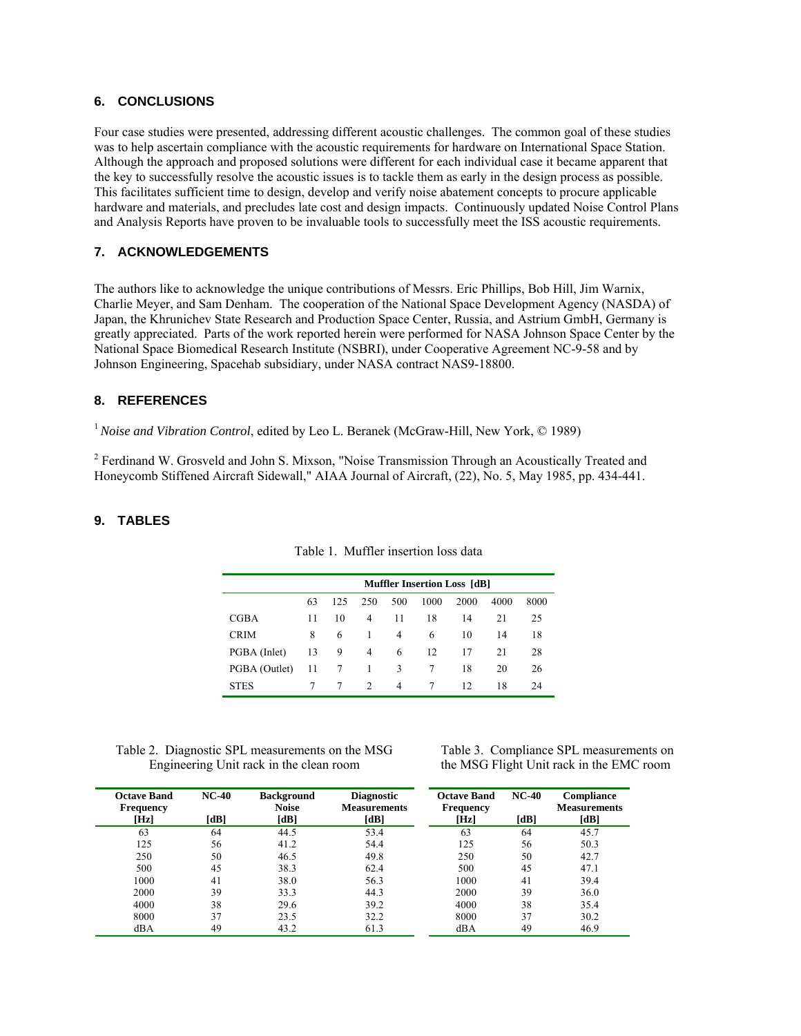## 6. CONCLUSIONS

Four case studies were presented, addressing different acoustic challenges. The common goal of these studies was to help ascertain compliance with the acoustic requirements for hardware on International Space Station. Although the approach and proposed solutions were different for each individual case it became apparent that the key to successfully resolve the acoustic issues is to tackle them as early in the design process as possible. This facilitates sufficient time to design, develop and verify noise abatement concepts to procure applicable hardware and materials, and precludes late cost and design impacts. Continuously updated Noise Control Plans and Analysis Reports have proven to be invaluable tools to successfully meet the ISS acoustic requirements.

## 7. ACKNOWLEDGEMENTS

The authors like to acknowledge the unique contributions of Messrs. Eric Phillips, Bob Hill, Jim Warnix, Charlie Meyer, and Sam Denham. The cooperation of the National Space Development Agency (NASDA) of Japan, the Khrunichev State Research and Production Space Center, Russia, and Astrium GmbH, Germany is greatly appreciated. Parts of the work reported herein were performed for NASA Johnson Space Center by the National Space Biomedical Research Institute (NSBRI), under Cooperative Agreement NC-9-58 and by Johnson Engineering, Spacehab subsidiary, under NASA contract NAS9-18800.

## 8. REFERENCES

[1] *Noise and Vibration Control*, edited by Leo L. Beranek (McGraw-Hill, New York, © 1989)

[2] Ferdinand W. Grosveld and John S. Mixson, "Noise Transmission Through an Acoustically Treated and Honeycomb Stiffened Aircraft Sidewall," AIAA Journal of Aircraft, (22), No. 5, May 1985, pp. 434-441.

## 9. TABLES

Table 1. Muffler insertion loss data

| | Muffler Insertion Loss [dB] | | | | | | | |
|---|---|---|---|---|---|---|---|---|
| | 63 | 125 | 250 | 500 | 1000 | 2000 | 4000 | 8000 |
| CGBA | 11 | 10 | 4 | 11 | 18 | 14 | 21 | 25 |
| CRIM | 8 | 6 | 1 | 4 | 6 | 10 | 14 | 18 |
| PGBA (Inlet) | 13 | 9 | 4 | 6 | 12 | 17 | 21 | 28 |
| PGBA (Outlet) | 11 | 7 | 1 | 3 | 7 | 18 | 20 | 26 |
| STES | 7 | 7 | 2 | 4 | 7 | 12 | 18 | 24 |

Table 2. Diagnostic SPL measurements on the MSG Engineering Unit rack in the clean room

| Octave Band Frequency [Hz] | NC-40 [dB] | Background Noise [dB] | Diagnostic Measurements [dB] |
|---|---|---|---|
| 63 | 64 | 44.5 | 53.4 |
| 125 | 56 | 41.2 | 54.4 |
| 250 | 50 | 46.5 | 49.8 |
| 500 | 45 | 38.3 | 62.4 |
| 1000 | 41 | 38.0 | 56.3 |
| 2000 | 39 | 33.3 | 44.3 |
| 4000 | 38 | 29.6 | 39.2 |
| 8000 | 37 | 23.5 | 32.2 |
| dBA | 49 | 43.2 | 61.3 |

Table 3. Compliance SPL measurements on the MSG Flight Unit rack in the EMC room

| Octave Band Frequency [Hz] | NC-40 [dB] | Compliance Measurements [dB] |
|---|---|---|
| 63 | 64 | 45.7 |
| 125 | 56 | 50.3 |
| 250 | 50 | 42.7 |
| 500 | 45 | 47.1 |
| 1000 | 41 | 39.4 |
| 2000 | 39 | 36.0 |
| 4000 | 38 | 35.4 |
| 8000 | 37 | 30.2 |
| dBA | 49 | 46.9 |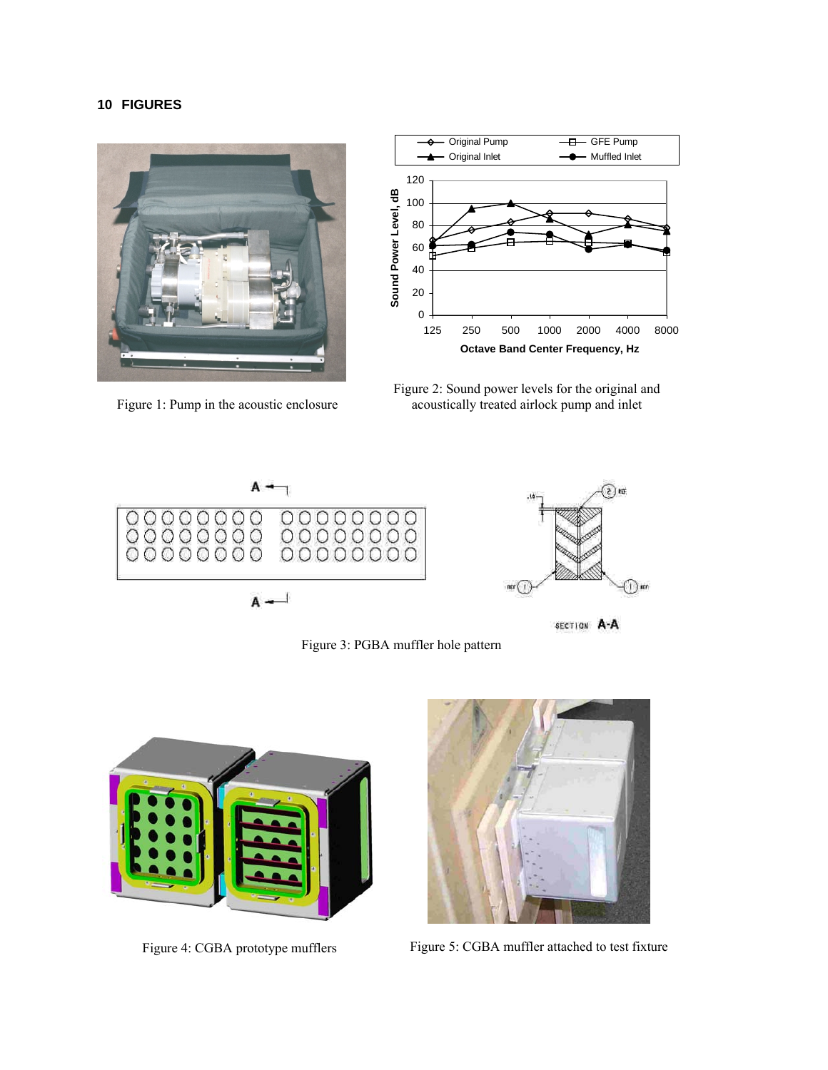## 10 FIGURES

Figure 1: Pump in the acoustic enclosure

Figure 2: Sound power levels for the original and acoustically treated airlock pump and inlet

Figure 3: PGBA muffler hole pattern

Figure 4: CGBA prototype mufflers

Figure 5: CGBA muffler attached to test fixture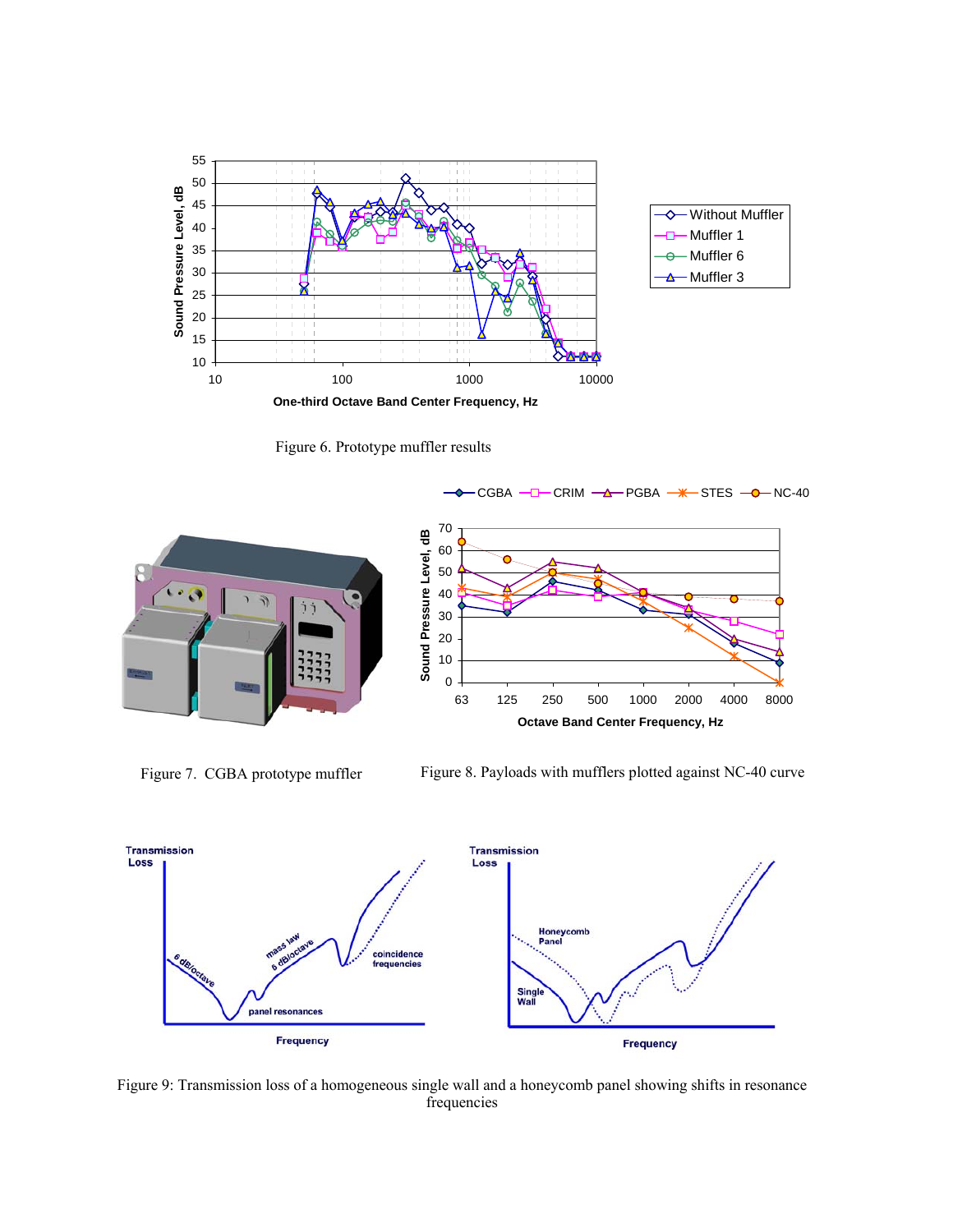Figure 6. Prototype muffler results

Figure 7. CGBA prototype muffler

Figure 8. Payloads with mufflers plotted against NC-40 curve

Figure 9: Transmission loss of a homogeneous single wall and a honeycomb panel showing shifts in resonance frequencies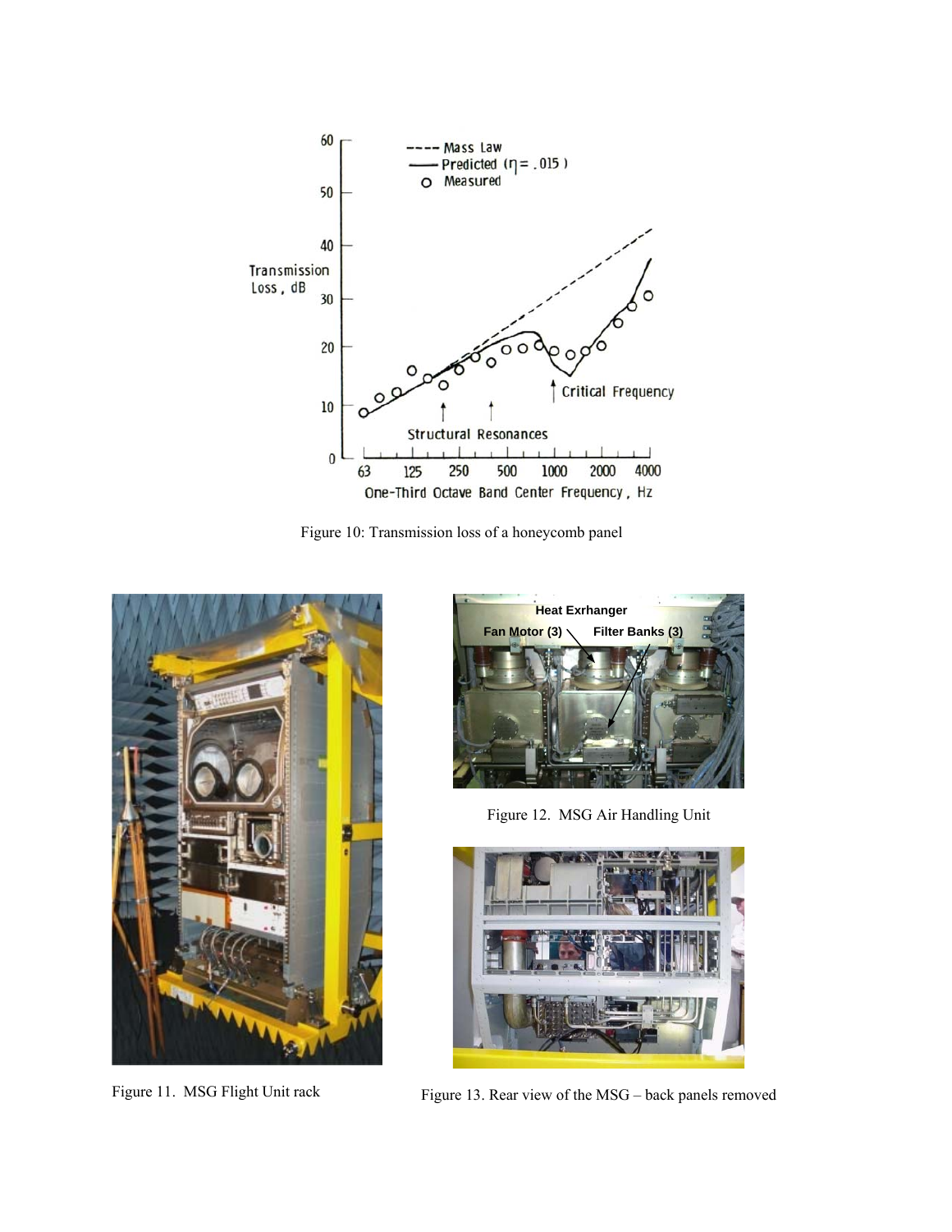60

50

40

30

20

10

0

Transmission Loss, dB

---- Mass Law

—— Predicted (η = .015)

○ Measured

Critical Frequency

Structural Resonances

63 125 250 500 1000 2000 4000

One-Third Octave Band Center Frequency, Hz

Figure 10: Transmission loss of a honeycomb panel

Figure 11. MSG Flight Unit rack

Heat Exrhanger

Fan Motor (3)

Filter Banks (3)

Figure 12. MSG Air Handling Unit

Figure 13. Rear view of the MSG – back panels removed